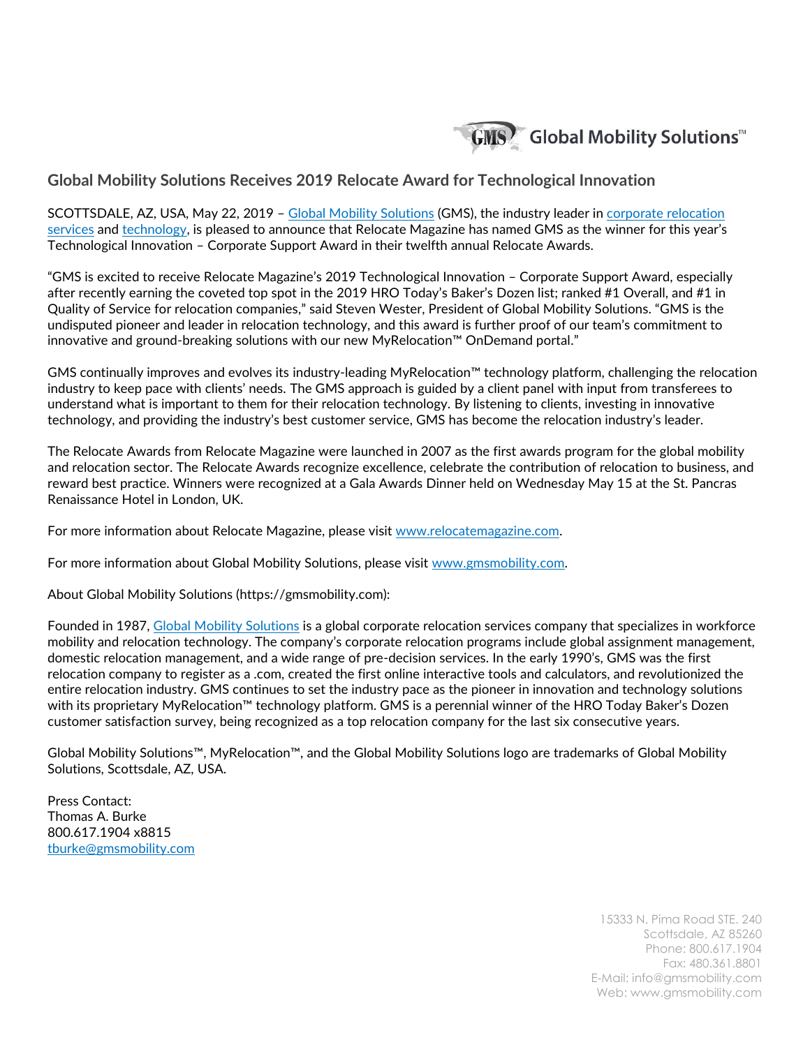Global Mobility Solutions™

# Global Mobility Solutions Receives 2019 Relocate Award for Technological Innovation

SCOTTSDALE, AZ, USA, May 22, 2019 – Global Mobility Solutions (GMS), the industry leader in corporate relocation services and technology, is pleased to announce that Relocate Magazine has named GMS as the winner for this year's Technological Innovation – Corporate Support Award in their twelfth annual Relocate Awards.

"GMS is excited to receive Relocate Magazine's 2019 Technological Innovation – Corporate Support Award, especially after recently earning the coveted top spot in the 2019 HRO Today's Baker's Dozen list; ranked #1 Overall, and #1 in Quality of Service for relocation companies," said Steven Wester, President of Global Mobility Solutions. "GMS is the undisputed pioneer and leader in relocation technology, and this award is further proof of our team's commitment to innovative and ground-breaking solutions with our new MyRelocation™ OnDemand portal."

GMS continually improves and evolves its industry-leading MyRelocation™ technology platform, challenging the relocation industry to keep pace with clients' needs. The GMS approach is guided by a client panel with input from transferees to understand what is important to them for their relocation technology. By listening to clients, investing in innovative technology, and providing the industry's best customer service, GMS has become the relocation industry's leader.

The Relocate Awards from Relocate Magazine were launched in 2007 as the first awards program for the global mobility and relocation sector. The Relocate Awards recognize excellence, celebrate the contribution of relocation to business, and reward best practice. Winners were recognized at a Gala Awards Dinner held on Wednesday May 15 at the St. Pancras Renaissance Hotel in London, UK.

For more information about Relocate Magazine, please visit www.relocatemagazine.com.

For more information about Global Mobility Solutions, please visit www.gmsmobility.com.

About Global Mobility Solutions (https://gmsmobility.com):

Founded in 1987, Global Mobility Solutions is a global corporate relocation services company that specializes in workforce mobility and relocation technology. The company's corporate relocation programs include global assignment management, domestic relocation management, and a wide range of pre-decision services. In the early 1990's, GMS was the first relocation company to register as a .com, created the first online interactive tools and calculators, and revolutionized the entire relocation industry. GMS continues to set the industry pace as the pioneer in innovation and technology solutions with its proprietary MyRelocation™ technology platform. GMS is a perennial winner of the HRO Today Baker's Dozen customer satisfaction survey, being recognized as a top relocation company for the last six consecutive years.

Global Mobility Solutions™, MyRelocation™, and the Global Mobility Solutions logo are trademarks of Global Mobility Solutions, Scottsdale, AZ, USA.

Press Contact:
Thomas A. Burke
800.617.1904 x8815
tburke@gmsmobility.com

15333 N. Pima Road STE. 240
Scottsdale, AZ 85260
Phone: 800.617.1904
Fax: 480.361.8801
E-Mail: info@gmsmobility.com
Web: www.gmsmobility.com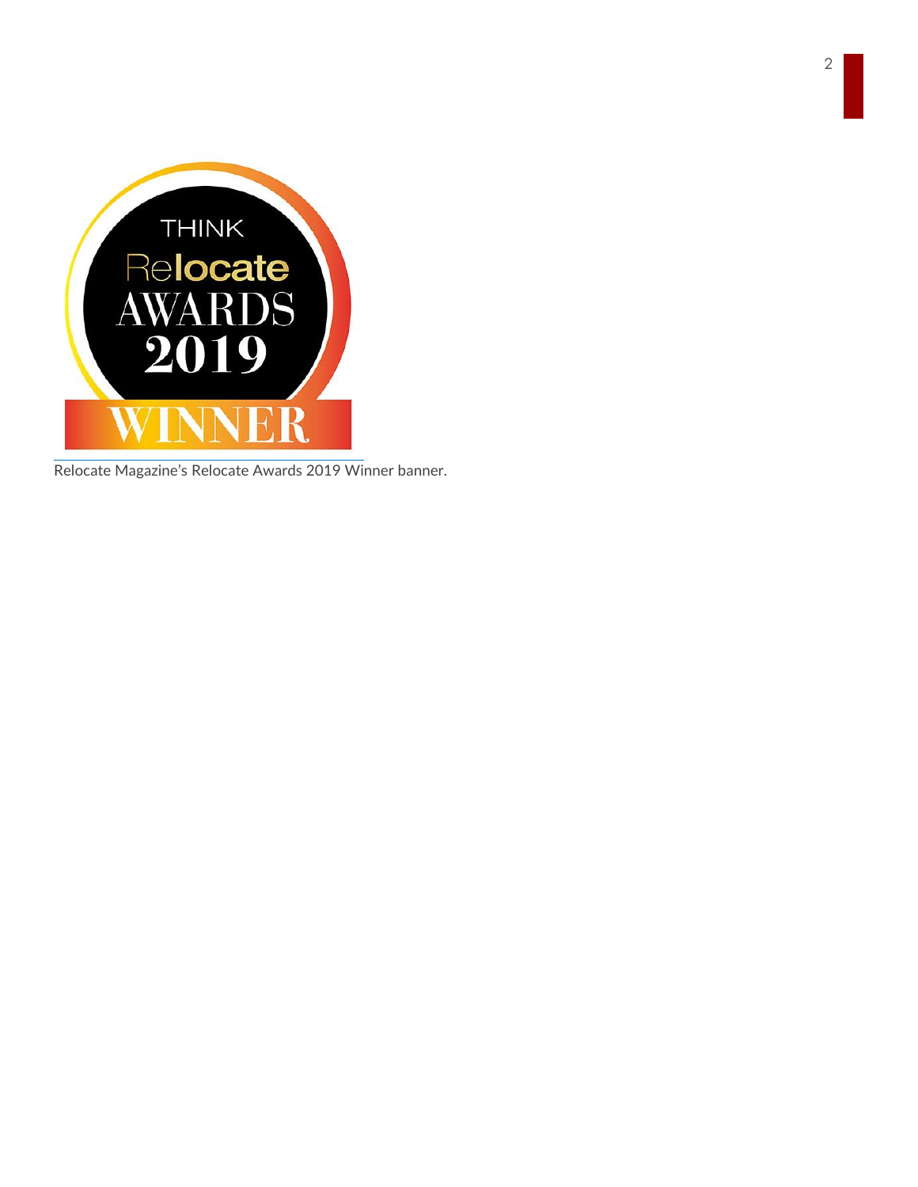Relocate Magazine's Relocate Awards 2019 Winner banner.